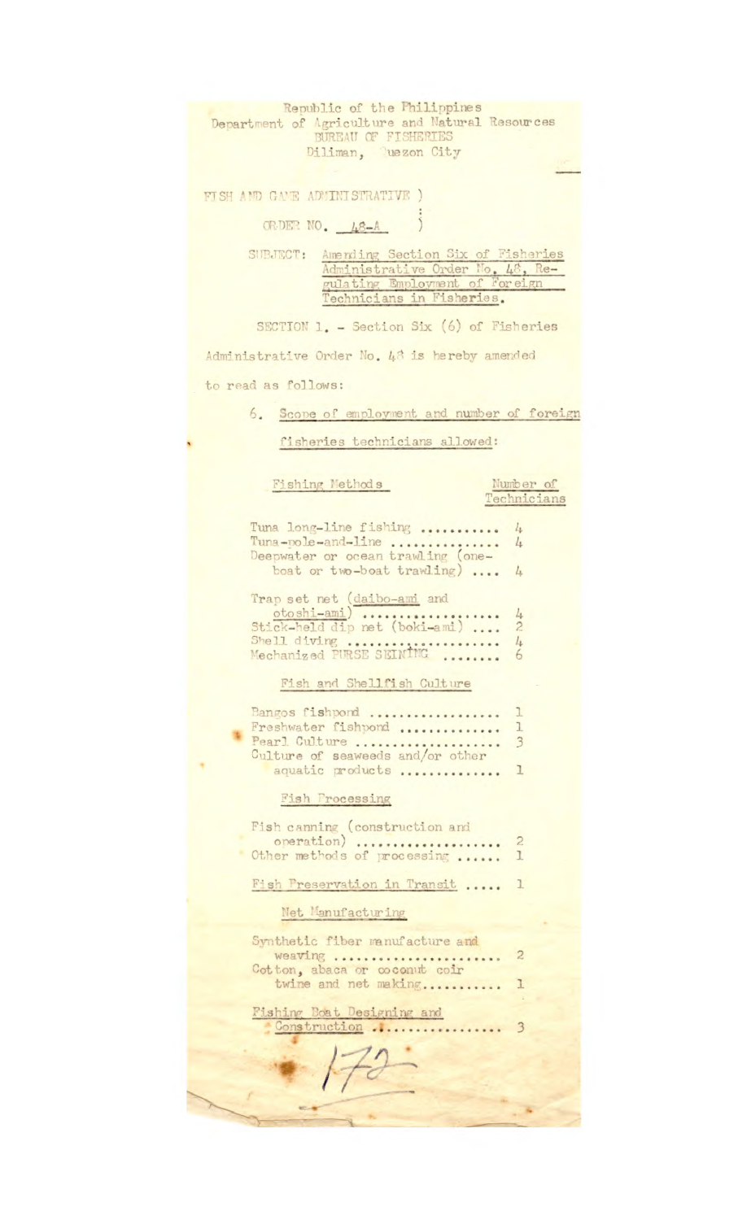Republic of the Philippines
Department of Agriculture and Natural Resources
BUREAU OF FISHERIES
Diliman, Quezon City

FISH AND GAME ADMINISTRATIVE )
ORDER NO. 48-A )

SUBJECT: Amending Section Six of Fisheries Administrative Order No. 48, Regulating Employment of Foreign Technicians in Fisheries.

SECTION 1. - Section Six (6) of Fisheries Administrative Order No. 48 is hereby amended to read as follows:

6. Scope of employment and number of foreign fisheries technicians allowed:

| Fishing Methods | Number of Technicians |
|---|---|
| Tuna long-line fishing ........... | 4 |
| Tuna-pole-and-line ............... | 4 |
| Deepwater or ocean trawling (one-boat or two-boat trawling) .... | 4 |
| Trap set net (daibo-ami and otoshi-ami) ................... | 4 |
| Stick-held dip net (boki-ami) .... | 2 |
| Shell diving ..................... | 4 |
| Mechanized PURSE SEINING ........ | 6 |
| **Fish and Shellfish Culture** | |
| Bangos fishpond .................. | 1 |
| Freshwater fishpond .............. | 1 |
| Pearl Culture .................... | 3 |
| Culture of seaweeds and/or other aquatic products .............. | 1 |
| **Fish Processing** | |
| Fish canning (construction and operation) .................... | 2 |
| Other methods of processing ...... | 1 |
| Fish Preservation in Transit ..... | 1 |
| **Net Manufacturing** | |
| Synthetic fiber manufacture and weaving ....................... | 2 |
| Cotton, abaca or coconut coir twine and net making........... | 1 |
| Fishing Boat Designing and Construction ................. | 3 |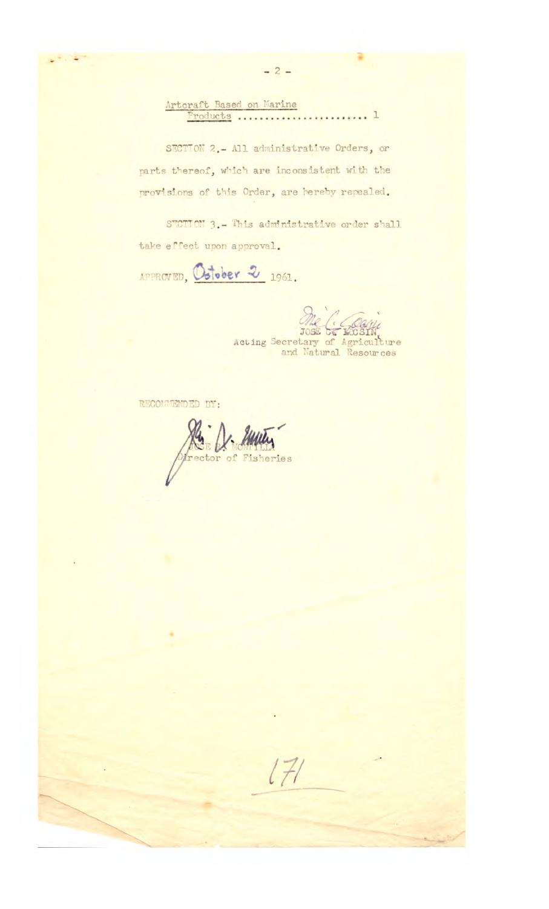Artcraft Based on Marine Products ........................ 1

SECTION 2.- All administrative Orders, or parts thereof, which are inconsistent with the provisions of this Order, are hereby repealed.

SECTION 3.- This administrative order shall take effect upon approval.

APPROVED, October 2 1961.

JOSE C. LOCSIN
Acting Secretary of Agriculture
and Natural Resources

RECOMMENDED BY:

JOSE R. MONTILLA
Director of Fisheries

171